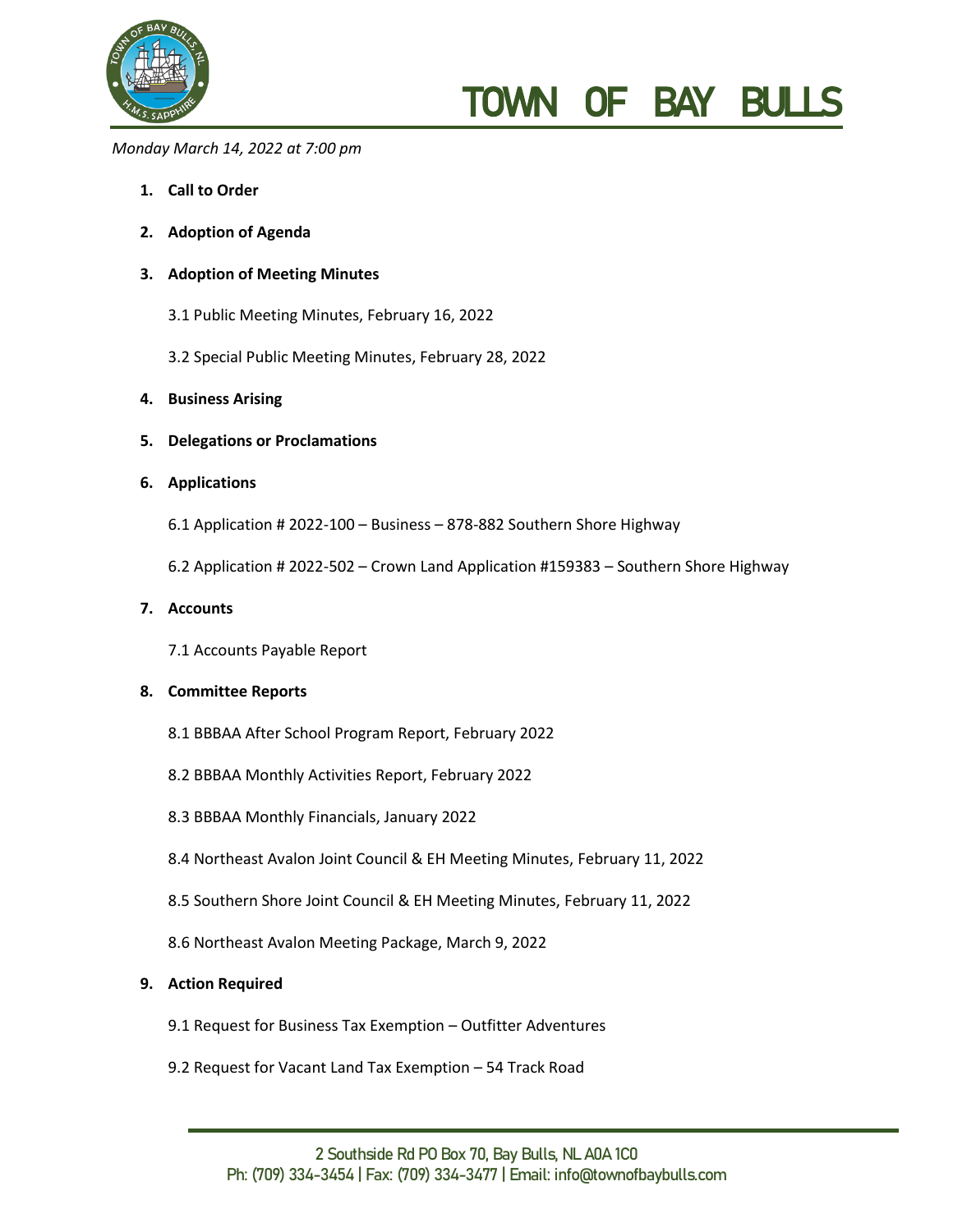# TOWN OF BAY BULLS

*Monday March 14, 2022 at 7:00 pm*

1. **Call to Order**
2. **Adoption of Agenda**
3. **Adoption of Meeting Minutes**

   3.1 Public Meeting Minutes, February 16, 2022

   3.2 Special Public Meeting Minutes, February 28, 2022
4. **Business Arising**
5. **Delegations or Proclamations**
6. **Applications**

   6.1 Application # 2022-100 – Business – 878-882 Southern Shore Highway

   6.2 Application # 2022-502 – Crown Land Application #159383 – Southern Shore Highway
7. **Accounts**

   7.1 Accounts Payable Report
8. **Committee Reports**

   8.1 BBBAA After School Program Report, February 2022

   8.2 BBBAA Monthly Activities Report, February 2022

   8.3 BBBAA Monthly Financials, January 2022

   8.4 Northeast Avalon Joint Council & EH Meeting Minutes, February 11, 2022

   8.5 Southern Shore Joint Council & EH Meeting Minutes, February 11, 2022

   8.6 Northeast Avalon Meeting Package, March 9, 2022
9. **Action Required**

   9.1 Request for Business Tax Exemption – Outfitter Adventures

   9.2 Request for Vacant Land Tax Exemption – 54 Track Road

2 Southside Rd PO Box 70, Bay Bulls, NL A0A 1C0
Ph: (709) 334-3454 | Fax: (709) 334-3477 | Email: info@townofbaybulls.com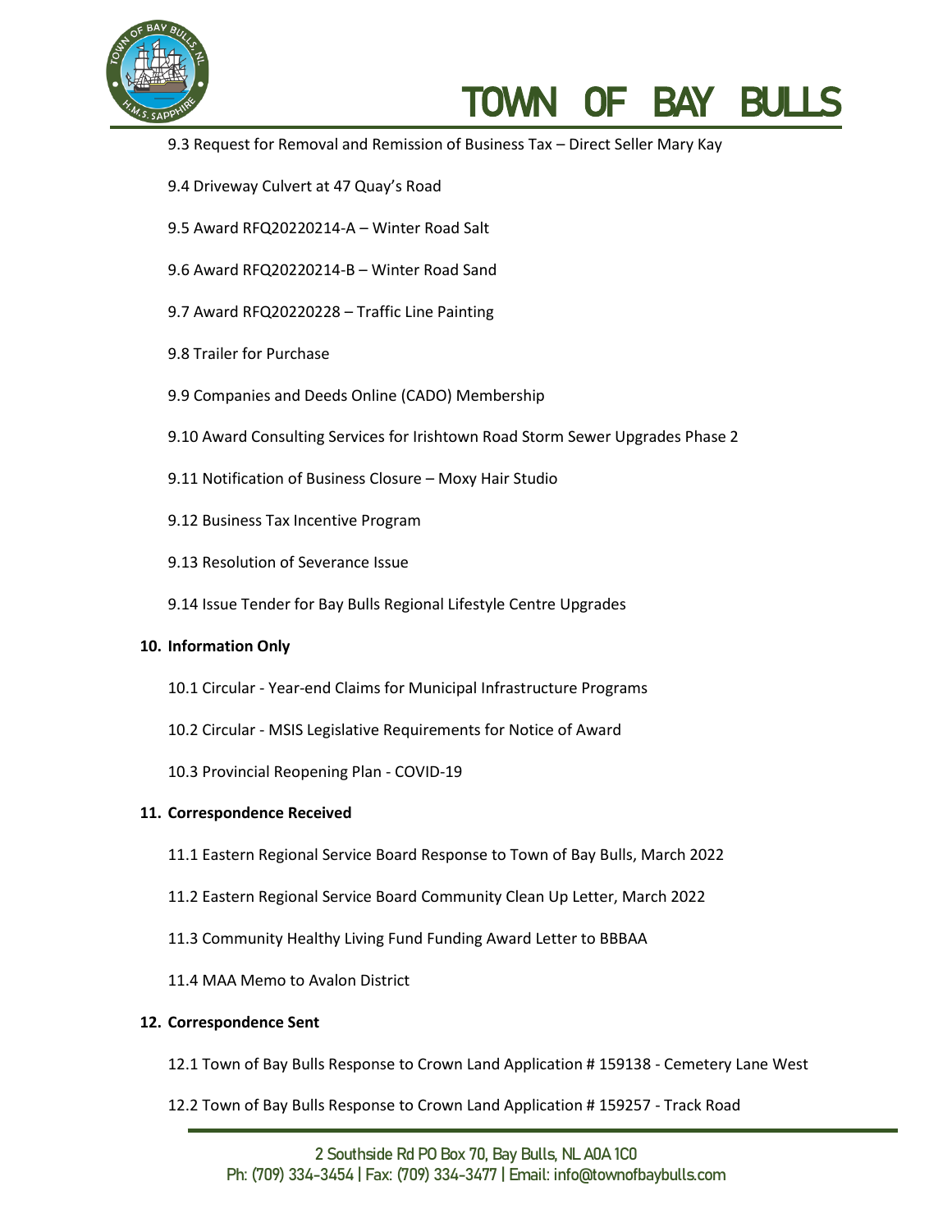9.3 Request for Removal and Remission of Business Tax – Direct Seller Mary Kay

9.4 Driveway Culvert at 47 Quay's Road

9.5 Award RFQ20220214-A – Winter Road Salt

9.6 Award RFQ20220214-B – Winter Road Sand

9.7 Award RFQ20220228 – Traffic Line Painting

9.8 Trailer for Purchase

9.9 Companies and Deeds Online (CADO) Membership

9.10 Award Consulting Services for Irishtown Road Storm Sewer Upgrades Phase 2

9.11 Notification of Business Closure – Moxy Hair Studio

9.12 Business Tax Incentive Program

9.13 Resolution of Severance Issue

9.14 Issue Tender for Bay Bulls Regional Lifestyle Centre Upgrades

**10. Information Only**

10.1 Circular - Year-end Claims for Municipal Infrastructure Programs

10.2 Circular - MSIS Legislative Requirements for Notice of Award

10.3 Provincial Reopening Plan - COVID-19

**11. Correspondence Received**

11.1 Eastern Regional Service Board Response to Town of Bay Bulls, March 2022

11.2 Eastern Regional Service Board Community Clean Up Letter, March 2022

11.3 Community Healthy Living Fund Funding Award Letter to BBBAA

11.4 MAA Memo to Avalon District

**12. Correspondence Sent**

12.1 Town of Bay Bulls Response to Crown Land Application # 159138 - Cemetery Lane West

12.2 Town of Bay Bulls Response to Crown Land Application # 159257 - Track Road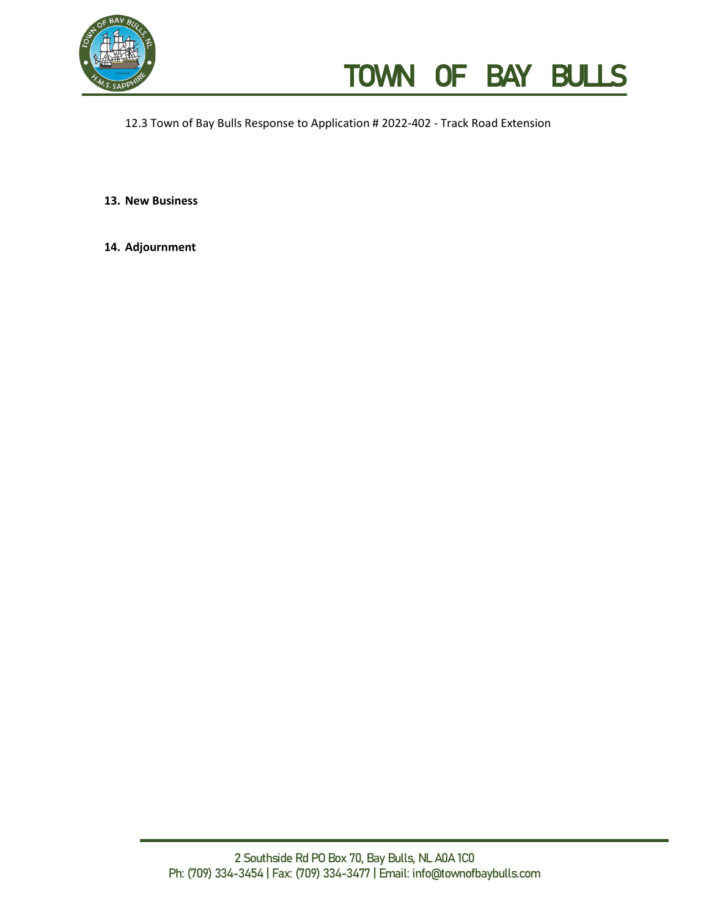12.3 Town of Bay Bulls Response to Application # 2022-402 - Track Road Extension

**13. New Business**

**14. Adjournment**